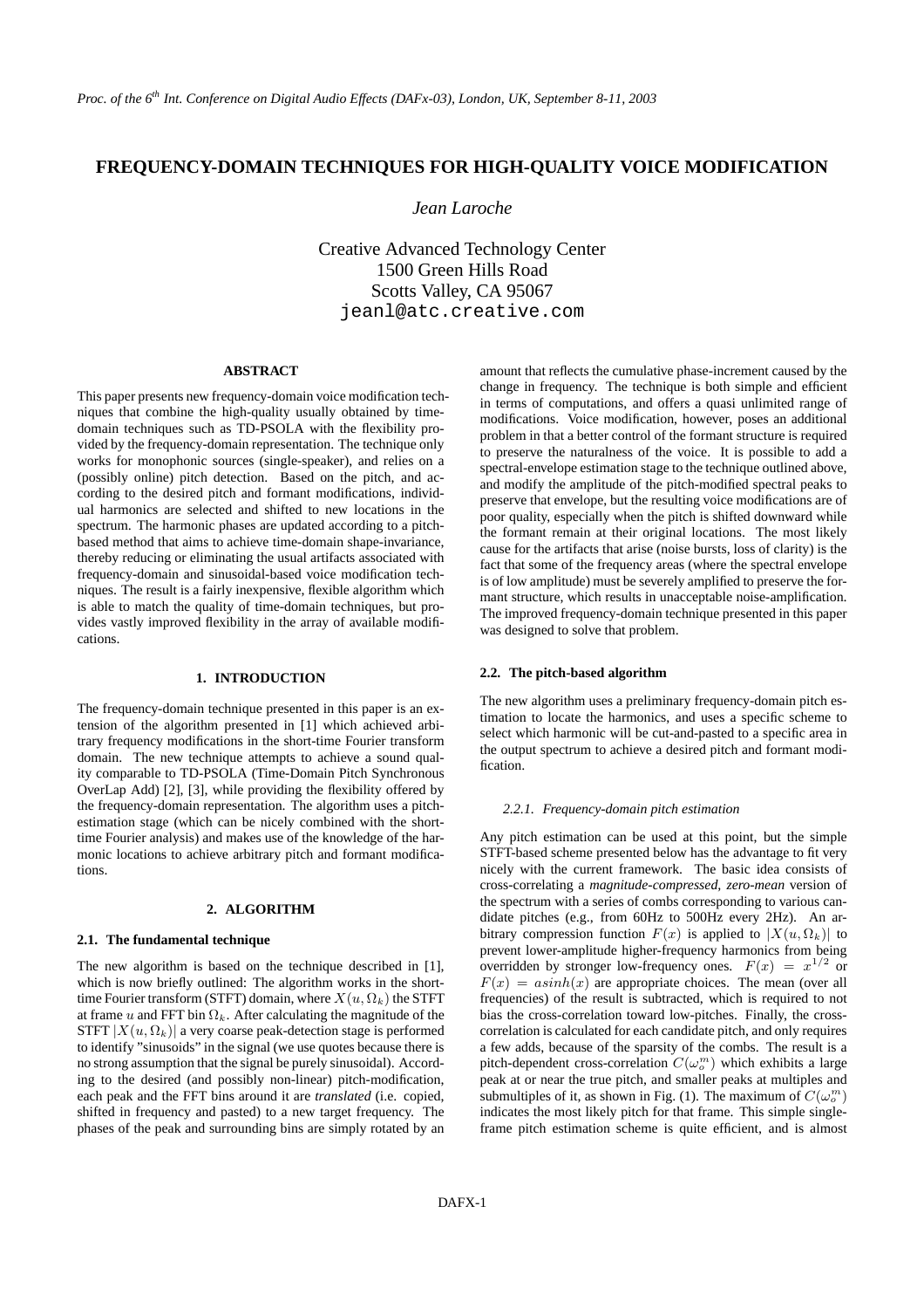# FREQUENCY-DOMAIN TECHNIQUES FOR HIGH-QUALITY VOICE MODIFICATION

*Jean Laroche*

Creative Advanced Technology Center
1500 Green Hills Road
Scotts Valley, CA 95067
jeanl@atc.creative.com

## ABSTRACT

This paper presents new frequency-domain voice modification techniques that combine the high-quality usually obtained by time-domain techniques such as TD-PSOLA with the flexibility provided by the frequency-domain representation. The technique only works for monophonic sources (single-speaker), and relies on a (possibly online) pitch detection. Based on the pitch, and according to the desired pitch and formant modifications, individual harmonics are selected and shifted to new locations in the spectrum. The harmonic phases are updated according to a pitch-based method that aims to achieve time-domain shape-invariance, thereby reducing or eliminating the usual artifacts associated with frequency-domain and sinusoidal-based voice modification techniques. The result is a fairly inexpensive, flexible algorithm which is able to match the quality of time-domain techniques, but provides vastly improved flexibility in the array of available modifications.

## 1. INTRODUCTION

The frequency-domain technique presented in this paper is an extension of the algorithm presented in [1] which achieved arbitrary frequency modifications in the short-time Fourier transform domain. The new technique attempts to achieve a sound quality comparable to TD-PSOLA (Time-Domain Pitch Synchronous OverLap Add) [2], [3], while providing the flexibility offered by the frequency-domain representation. The algorithm uses a pitch-estimation stage (which can be nicely combined with the short-time Fourier analysis) and makes use of the knowledge of the harmonic locations to achieve arbitrary pitch and formant modifications.

## 2. ALGORITHM

### 2.1. The fundamental technique

The new algorithm is based on the technique described in [1], which is now briefly outlined: The algorithm works in the short-time Fourier transform (STFT) domain, where $X(u, \Omega_k)$ the STFT at frame $u$ and FFT bin $\Omega_k$. After calculating the magnitude of the STFT $|X(u, \Omega_k)|$ a very coarse peak-detection stage is performed to identify "sinusoids" in the signal (we use quotes because there is no strong assumption that the signal be purely sinusoidal). According to the desired (and possibly non-linear) pitch-modification, each peak and the FFT bins around it are *translated* (i.e. copied, shifted in frequency and pasted) to a new target frequency. The phases of the peak and surrounding bins are simply rotated by an amount that reflects the cumulative phase-increment caused by the change in frequency. The technique is both simple and efficient in terms of computations, and offers a quasi unlimited range of modifications. Voice modification, however, poses an additional problem in that a better control of the formant structure is required to preserve the naturalness of the voice. It is possible to add a spectral-envelope estimation stage to the technique outlined above, and modify the amplitude of the pitch-modified spectral peaks to preserve that envelope, but the resulting voice modifications are of poor quality, especially when the pitch is shifted downward while the formant remain at their original locations. The most likely cause for the artifacts that arise (noise bursts, loss of clarity) is the fact that some of the frequency areas (where the spectral envelope is of low amplitude) must be severely amplified to preserve the formant structure, which results in unacceptable noise-amplification. The improved frequency-domain technique presented in this paper was designed to solve that problem.

### 2.2. The pitch-based algorithm

The new algorithm uses a preliminary frequency-domain pitch estimation to locate the harmonics, and uses a specific scheme to select which harmonic will be cut-and-pasted to a specific area in the output spectrum to achieve a desired pitch and formant modification.

#### 2.2.1. Frequency-domain pitch estimation

Any pitch estimation can be used at this point, but the simple STFT-based scheme presented below has the advantage to fit very nicely with the current framework. The basic idea consists of cross-correlating a *magnitude-compressed, zero-mean* version of the spectrum with a series of combs corresponding to various candidate pitches (e.g., from 60Hz to 500Hz every 2Hz). An arbitrary compression function $F(x)$ is applied to $|X(u, \Omega_k)|$ to prevent lower-amplitude higher-frequency harmonics from being overridden by stronger low-frequency ones. $F(x) = x^{1/2}$ or $F(x) = asinh(x)$ are appropriate choices. The mean (over all frequencies) of the result is subtracted, which is required to not bias the cross-correlation toward low-pitches. Finally, the cross-correlation is calculated for each candidate pitch, and only requires a few adds, because of the sparsity of the combs. The result is a pitch-dependent cross-correlation $C(\omega_o^m)$ which exhibits a large peak at or near the true pitch, and smaller peaks at multiples and submultiples of it, as shown in Fig. (1). The maximum of $C(\omega_o^m)$ indicates the most likely pitch for that frame. This simple single-frame pitch estimation scheme is quite efficient, and is almost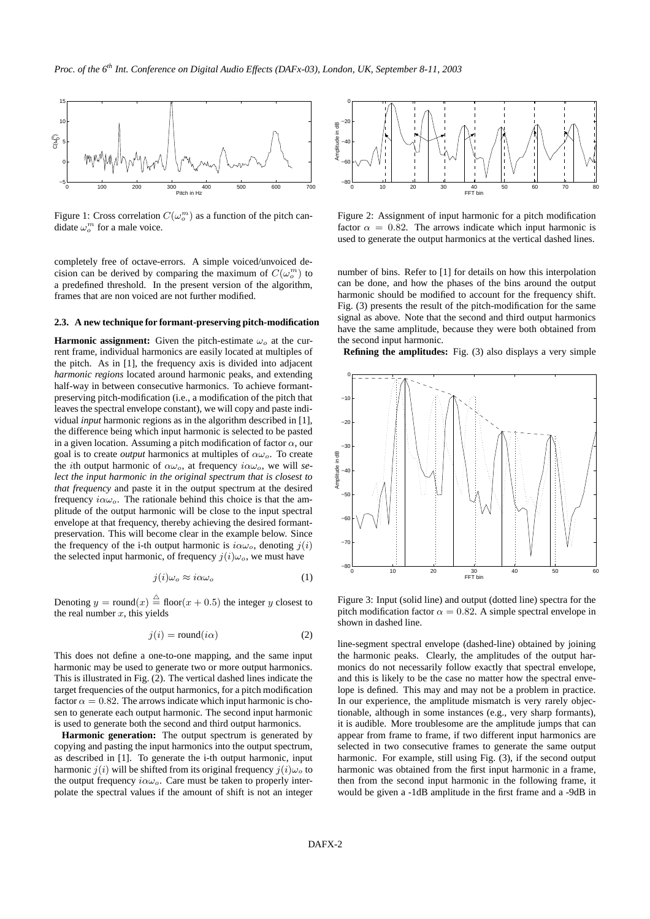Figure 1: Cross correlation $C(\omega_o^m)$ as a function of the pitch candidate $\omega_o^m$ for a male voice.

completely free of octave-errors. A simple voiced/unvoiced decision can be derived by comparing the maximum of $C(\omega_o^m)$ to a predefined threshold. In the present version of the algorithm, frames that are non voiced are not further modified.

### 2.3. A new technique for formant-preserving pitch-modification

**Harmonic assignment:** Given the pitch-estimate $\omega_o$ at the current frame, individual harmonics are easily located at multiples of the pitch. As in [1], the frequency axis is divided into adjacent *harmonic regions* located around harmonic peaks, and extending half-way in between consecutive harmonics. To achieve formant-preserving pitch-modification (i.e., a modification of the pitch that leaves the spectral envelope constant), we will copy and paste individual *input* harmonic regions as in the algorithm described in [1], the difference being which input harmonic is selected to be pasted in a given location. Assuming a pitch modification of factor $\alpha$, our goal is to create *output* harmonics at multiples of $\alpha\omega_o$. To create the $i$th output harmonic of $\alpha\omega_o$, at frequency $i\alpha\omega_o$, we will *select the input harmonic in the original spectrum that is closest to that frequency* and paste it in the output spectrum at the desired frequency $i\alpha\omega_o$. The rationale behind this choice is that the amplitude of the output harmonic will be close to the input spectral envelope at that frequency, thereby achieving the desired formant-preservation. This will become clear in the example below. Since the frequency of the i-th output harmonic is $i\alpha\omega_o$, denoting $j(i)$ the selected input harmonic, of frequency $j(i)\omega_o$, we must have

$$j(i)\omega_o \approx i\alpha\omega_o \qquad (1)$$

Denoting $y = \text{round}(x) \stackrel{\triangle}{=} \text{floor}(x + 0.5)$ the integer $y$ closest to the real number $x$, this yields

$$j(i) = \text{round}(i\alpha) \qquad (2)$$

This does not define a one-to-one mapping, and the same input harmonic may be used to generate two or more output harmonics. This is illustrated in Fig. (2). The vertical dashed lines indicate the target frequencies of the output harmonics, for a pitch modification factor $\alpha = 0.82$. The arrows indicate which input harmonic is chosen to generate each output harmonic. The second input harmonic is used to generate both the second and third output harmonics.

**Harmonic generation:** The output spectrum is generated by copying and pasting the input harmonics into the output spectrum, as described in [1]. To generate the i-th output harmonic, input harmonic $j(i)$ will be shifted from its original frequency $j(i)\omega_o$ to the output frequency $i\alpha\omega_o$. Care must be taken to properly interpolate the spectral values if the amount of shift is not an integer number of bins. Refer to [1] for details on how this interpolation can be done, and how the phases of the bins around the output harmonic should be modified to account for the frequency shift. Fig. (3) presents the result of the pitch-modification for the same signal as above. Note that the second and third output harmonics have the same amplitude, because they were both obtained from the second input harmonic.

Figure 2: Assignment of input harmonic for a pitch modification factor $\alpha = 0.82$. The arrows indicate which input harmonic is used to generate the output harmonics at the vertical dashed lines.

**Refining the amplitudes:** Fig. (3) also displays a very simple line-segment spectral envelope (dashed-line) obtained by joining the harmonic peaks. Clearly, the amplitudes of the output harmonics do not necessarily follow exactly that spectral envelope, and this is likely to be the case no matter how the spectral envelope is defined. This may and may not be a problem in practice. In our experience, the amplitude mismatch is very rarely objectionable, although in some instances (e.g., very sharp formants), it is audible. More troublesome are the amplitude jumps that can appear from frame to frame, if two different input harmonics are selected in two consecutive frames to generate the same output harmonic. For example, still using Fig. (3), if the second output harmonic was obtained from the first input harmonic in a frame, then from the second input harmonic in the following frame, it would be given a -1dB amplitude in the first frame and a -9dB in

Figure 3: Input (solid line) and output (dotted line) spectra for the pitch modification factor $\alpha = 0.82$. A simple spectral envelope in shown in dashed line.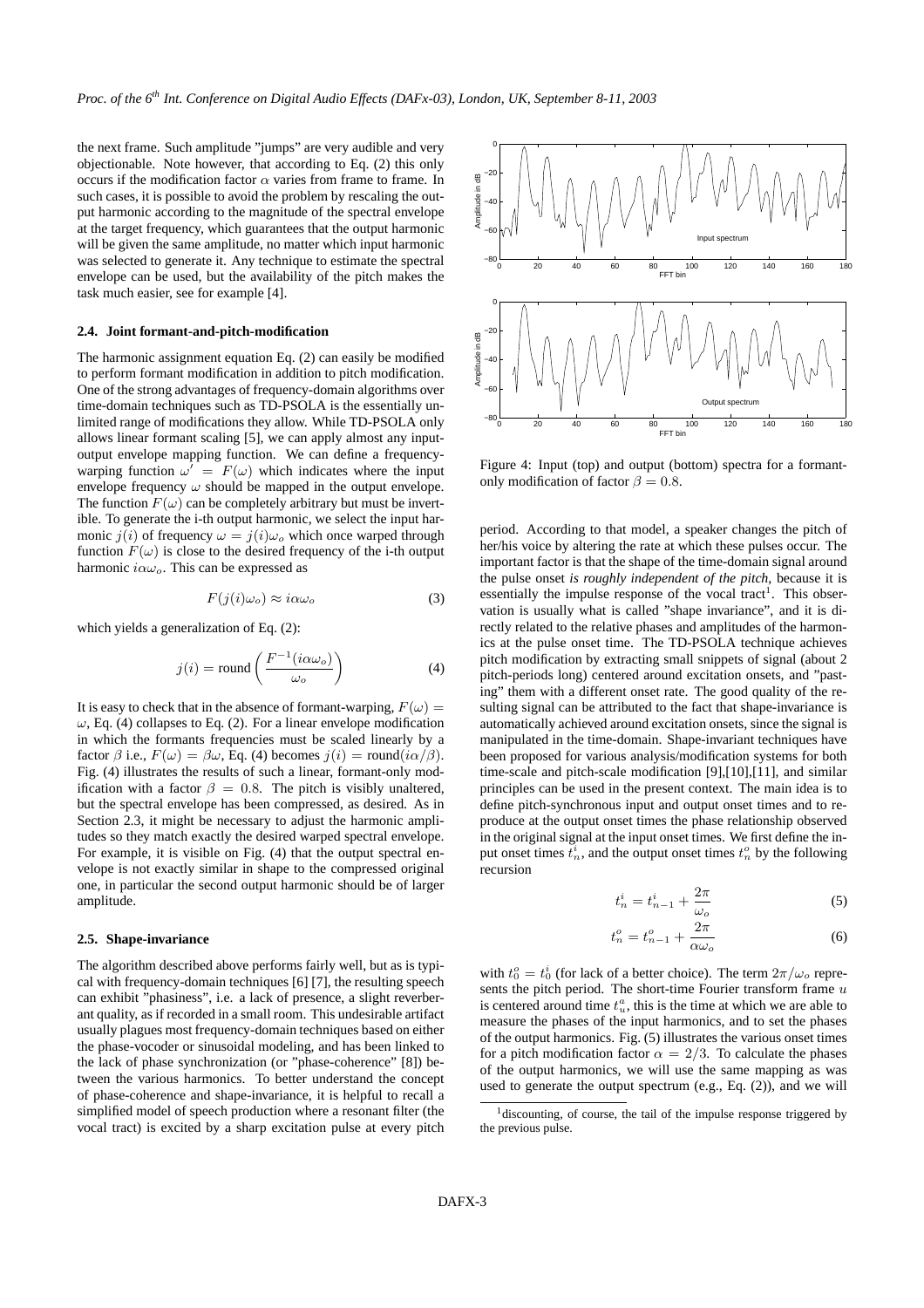the next frame. Such amplitude "jumps" are very audible and very objectionable. Note however, that according to Eq. (2) this only occurs if the modification factor $\alpha$ varies from frame to frame. In such cases, it is possible to avoid the problem by rescaling the output harmonic according to the magnitude of the spectral envelope at the target frequency, which guarantees that the output harmonic will be given the same amplitude, no matter which input harmonic was selected to generate it. Any technique to estimate the spectral envelope can be used, but the availability of the pitch makes the task much easier, see for example [4].

### 2.4. Joint formant-and-pitch-modification

The harmonic assignment equation Eq. (2) can easily be modified to perform formant modification in addition to pitch modification. One of the strong advantages of frequency-domain algorithms over time-domain techniques such as TD-PSOLA is the essentially unlimited range of modifications they allow. While TD-PSOLA only allows linear formant scaling [5], we can apply almost any input-output envelope mapping function. We can define a frequency-warping function $\omega' = F(\omega)$ which indicates where the input envelope frequency $\omega$ should be mapped in the output envelope. The function $F(\omega)$ can be completely arbitrary but must be invertible. To generate the i-th output harmonic, we select the input harmonic $j(i)$ of frequency $\omega = j(i)\omega_o$ which once warped through function $F(\omega)$ is close to the desired frequency of the i-th output harmonic $i\alpha\omega_o$. This can be expressed as

$$F(j(i)\omega_o) \approx i\alpha\omega_o \tag{3}$$

which yields a generalization of Eq. (2):

$$j(i) = \text{round}\left(\frac{F^{-1}(i\alpha\omega_o)}{\omega_o}\right) \tag{4}$$

It is easy to check that in the absence of formant-warping, $F(\omega) = \omega$, Eq. (4) collapses to Eq. (2). For a linear envelope modification in which the formants frequencies must be scaled linearly by a factor $\beta$ i.e., $F(\omega) = \beta\omega$, Eq. (4) becomes $j(i) = \text{round}(i\alpha/\beta)$. Fig. (4) illustrates the results of such a linear, formant-only modification with a factor $\beta = 0.8$. The pitch is visibly unaltered, but the spectral envelope has been compressed, as desired. As in Section 2.3, it might be necessary to adjust the harmonic amplitudes so they match exactly the desired warped spectral envelope. For example, it is visible on Fig. (4) that the output spectral envelope is not exactly similar in shape to the compressed original one, in particular the second output harmonic should be of larger amplitude.

Figure 4: Input (top) and output (bottom) spectra for a formant-only modification of factor $\beta = 0.8$.

### 2.5. Shape-invariance

The algorithm described above performs fairly well, but as is typical with frequency-domain techniques [6] [7], the resulting speech can exhibit "phasiness", i.e. a lack of presence, a slight reverberant quality, as if recorded in a small room. This undesirable artifact usually plagues most frequency-domain techniques based on either the phase-vocoder or sinusoidal modeling, and has been linked to the lack of phase synchronization (or "phase-coherence" [8]) between the various harmonics. To better understand the concept of phase-coherence and shape-invariance, it is helpful to recall a simplified model of speech production where a resonant filter (the vocal tract) is excited by a sharp excitation pulse at every pitch period. According to that model, a speaker changes the pitch of her/his voice by altering the rate at which these pulses occur. The important factor is that the shape of the time-domain signal around the pulse onset *is roughly independent of the pitch*, because it is essentially the impulse response of the vocal tract[1]. This observation is usually what is called "shape invariance", and it is directly related to the relative phases and amplitudes of the harmonics at the pulse onset time. The TD-PSOLA technique achieves pitch modification by extracting small snippets of signal (about 2 pitch-periods long) centered around excitation onsets, and "pasting" them with a different onset rate. The good quality of the resulting signal can be attributed to the fact that shape-invariance is automatically achieved around excitation onsets, since the signal is manipulated in the time-domain. Shape-invariant techniques have been proposed for various analysis/modification systems for both time-scale and pitch-scale modification [9],[10],[11], and similar principles can be used in the present context. The main idea is to define pitch-synchronous input and output onset times and to reproduce at the output onset times the phase relationship observed in the original signal at the input onset times. We first define the input onset times $t_n^i$, and the output onset times $t_n^o$ by the following recursion

$$t_n^i = t_{n-1}^i + \frac{2\pi}{\omega_o} \tag{5}$$

$$t_n^o = t_{n-1}^o + \frac{2\pi}{\alpha\omega_o} \tag{6}$$

with $t_0^o = t_0^i$ (for lack of a better choice). The term $2\pi/\omega_o$ represents the pitch period. The short-time Fourier transform frame $u$ is centered around time $t_u^a$, this is the time at which we are able to measure the phases of the input harmonics, and to set the phases of the output harmonics. Fig. (5) illustrates the various onset times for a pitch modification factor $\alpha = 2/3$. To calculate the phases of the output harmonics, we will use the same mapping as was used to generate the output spectrum (e.g., Eq. (2)), and we will

[1] discounting, of course, the tail of the impulse response triggered by the previous pulse.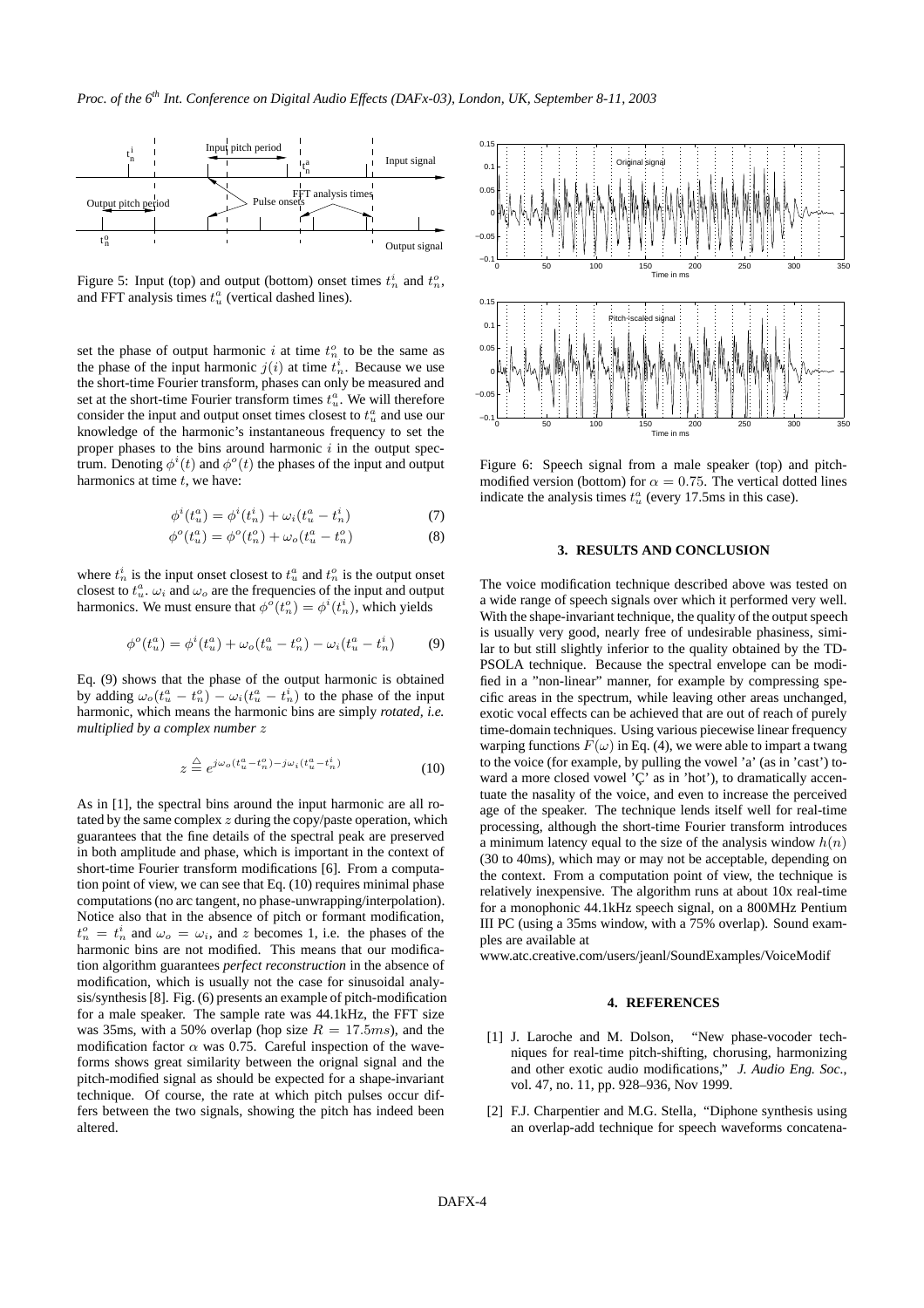Figure 5: Input (top) and output (bottom) onset times $t_n^i$ and $t_n^o$, and FFT analysis times $t_u^a$ (vertical dashed lines).

set the phase of output harmonic $i$ at time $t_n^o$ to be the same as the phase of the input harmonic $j(i)$ at time $t_n^i$. Because we use the short-time Fourier transform, phases can only be measured and set at the short-time Fourier transform times $t_u^a$. We will therefore consider the input and output onset times closest to $t_u^a$ and use our knowledge of the harmonic's instantaneous frequency to set the proper phases to the bins around harmonic $i$ in the output spectrum. Denoting $\phi^i(t)$ and $\phi^o(t)$ the phases of the input and output harmonics at time $t$, we have:

$$\phi^i(t_u^a) = \phi^i(t_n^i) + \omega_i(t_u^a - t_n^i) \tag{7}$$

$$\phi^o(t_u^a) = \phi^o(t_n^o) + \omega_o(t_u^a - t_n^o) \tag{8}$$

where $t_n^i$ is the input onset closest to $t_u^a$ and $t_n^o$ is the output onset closest to $t_u^a$. $\omega_i$ and $\omega_o$ are the frequencies of the input and output harmonics. We must ensure that $\phi^o(t_n^o) = \phi^i(t_n^i)$, which yields

$$\phi^o(t_u^a) = \phi^i(t_u^a) + \omega_o(t_u^a - t_n^o) - \omega_i(t_u^a - t_n^i) \tag{9}$$

Eq. (9) shows that the phase of the output harmonic is obtained by adding $\omega_o(t_u^a - t_n^o) - \omega_i(t_u^a - t_n^i)$ to the phase of the input harmonic, which means the harmonic bins are simply *rotated, i.e. multiplied by a complex number* $z$

$$z \stackrel{\triangle}{=} e^{j\omega_o(t_u^a - t_n^o) - j\omega_i(t_u^a - t_n^i)} \tag{10}$$

As in [1], the spectral bins around the input harmonic are all rotated by the same complex $z$ during the copy/paste operation, which guarantees that the fine details of the spectral peak are preserved in both amplitude and phase, which is important in the context of short-time Fourier transform modifications [6]. From a computation point of view, we can see that Eq. (10) requires minimal phase computations (no arc tangent, no phase-unwrapping/interpolation). Notice also that in the absence of pitch or formant modification, $t_n^o = t_n^i$ and $\omega_o = \omega_i$, and $z$ becomes 1, i.e. the phases of the harmonic bins are not modified. This means that our modification algorithm guarantees *perfect reconstruction* in the absence of modification, which is usually not the case for sinusoidal analysis/synthesis [8]. Fig. (6) presents an example of pitch-modification for a male speaker. The sample rate was 44.1kHz, the FFT size was 35ms, with a 50% overlap (hop size $R = 17.5ms$), and the modification factor $\alpha$ was 0.75. Careful inspection of the waveforms shows great similarity between the orignal signal and the pitch-modified signal as should be expected for a shape-invariant technique. Of course, the rate at which pitch pulses occur differs between the two signals, showing the pitch has indeed been altered.

Figure 6: Speech signal from a male speaker (top) and pitch-modified version (bottom) for $\alpha = 0.75$. The vertical dotted lines indicate the analysis times $t_u^a$ (every 17.5ms in this case).

## 3. RESULTS AND CONCLUSION

The voice modification technique described above was tested on a wide range of speech signals over which it performed very well. With the shape-invariant technique, the quality of the output speech is usually very good, nearly free of undesirable phasiness, similar to but still slightly inferior to the quality obtained by the TD-PSOLA technique. Because the spectral envelope can be modified in a "non-linear" manner, for example by compressing specific areas in the spectrum, while leaving other areas unchanged, exotic vocal effects can be achieved that are out of reach of purely time-domain techniques. Using various piecewise linear frequency warping functions $F(\omega)$ in Eq. (4), we were able to impart a twang to the voice (for example, by pulling the vowel 'a' (as in 'cast') toward a more closed vowel 'Ç' as in 'hot'), to dramatically accentuate the nasality of the voice, and even to increase the perceived age of the speaker. The technique lends itself well for real-time processing, although the short-time Fourier transform introduces a minimum latency equal to the size of the analysis window $h(n)$ (30 to 40ms), which may or may not be acceptable, depending on the context. From a computation point of view, the technique is relatively inexpensive. The algorithm runs at about 10x real-time for a monophonic 44.1kHz speech signal, on a 800MHz Pentium III PC (using a 35ms window, with a 75% overlap). Sound examples are available at

www.atc.creative.com/users/jeanl/SoundExamples/VoiceModif

## 4. REFERENCES

[1] J. Laroche and M. Dolson, "New phase-vocoder techniques for real-time pitch-shifting, chorusing, harmonizing and other exotic audio modifications," *J. Audio Eng. Soc.*, vol. 47, no. 11, pp. 928–936, Nov 1999.

[2] F.J. Charpentier and M.G. Stella, "Diphone synthesis using an overlap-add technique for speech waveforms concatena-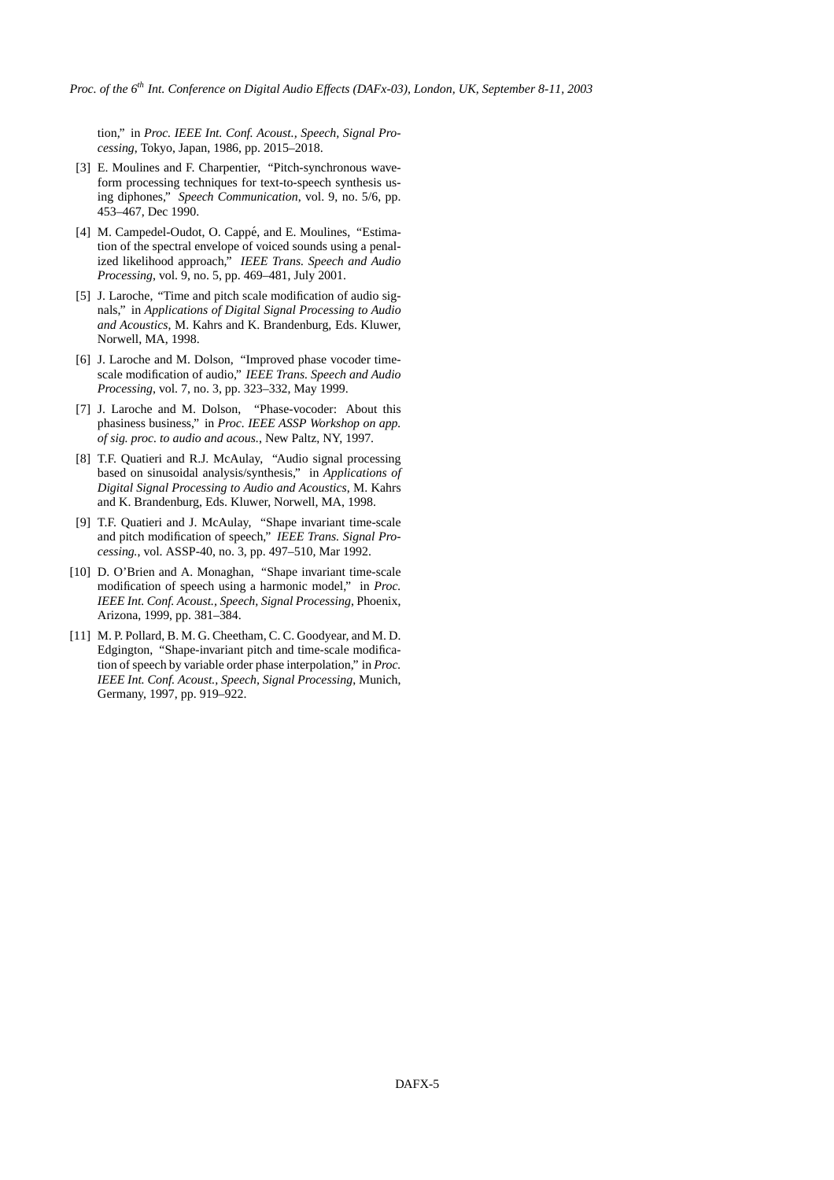tion," in *Proc. IEEE Int. Conf. Acoust., Speech, Signal Processing*, Tokyo, Japan, 1986, pp. 2015–2018.

[3] E. Moulines and F. Charpentier, "Pitch-synchronous waveform processing techniques for text-to-speech synthesis using diphones," *Speech Communication*, vol. 9, no. 5/6, pp. 453–467, Dec 1990.

[4] M. Campedel-Oudot, O. Cappé, and E. Moulines, "Estimation of the spectral envelope of voiced sounds using a penalized likelihood approach," *IEEE Trans. Speech and Audio Processing*, vol. 9, no. 5, pp. 469–481, July 2001.

[5] J. Laroche, "Time and pitch scale modification of audio signals," in *Applications of Digital Signal Processing to Audio and Acoustics*, M. Kahrs and K. Brandenburg, Eds. Kluwer, Norwell, MA, 1998.

[6] J. Laroche and M. Dolson, "Improved phase vocoder time-scale modification of audio," *IEEE Trans. Speech and Audio Processing*, vol. 7, no. 3, pp. 323–332, May 1999.

[7] J. Laroche and M. Dolson, "Phase-vocoder: About this phasiness business," in *Proc. IEEE ASSP Workshop on app. of sig. proc. to audio and acous.*, New Paltz, NY, 1997.

[8] T.F. Quatieri and R.J. McAulay, "Audio signal processing based on sinusoidal analysis/synthesis," in *Applications of Digital Signal Processing to Audio and Acoustics*, M. Kahrs and K. Brandenburg, Eds. Kluwer, Norwell, MA, 1998.

[9] T.F. Quatieri and J. McAulay, "Shape invariant time-scale and pitch modification of speech," *IEEE Trans. Signal Processing.*, vol. ASSP-40, no. 3, pp. 497–510, Mar 1992.

[10] D. O'Brien and A. Monaghan, "Shape invariant time-scale modification of speech using a harmonic model," in *Proc. IEEE Int. Conf. Acoust., Speech, Signal Processing*, Phoenix, Arizona, 1999, pp. 381–384.

[11] M. P. Pollard, B. M. G. Cheetham, C. C. Goodyear, and M. D. Edgington, "Shape-invariant pitch and time-scale modification of speech by variable order phase interpolation," in *Proc. IEEE Int. Conf. Acoust., Speech, Signal Processing*, Munich, Germany, 1997, pp. 919–922.